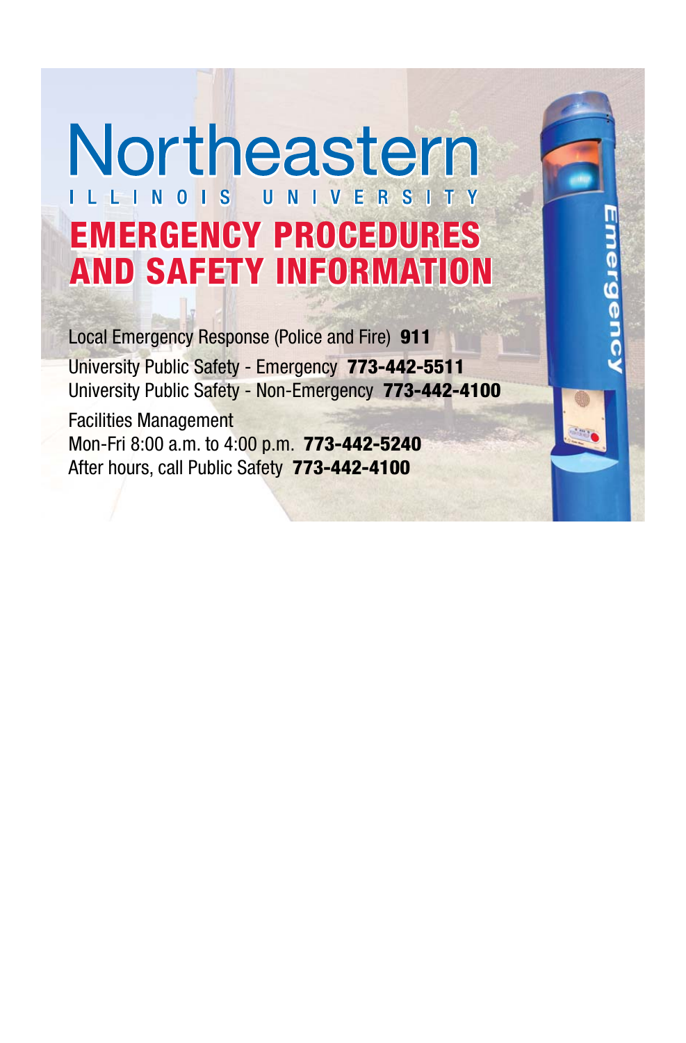# Northeastern

ILLINOIS UNIVERSITY

# EMERGENCY PROCEDURES AND SAFETY INFORMATION

Local Emergency Response (Police and Fire) **911**

University Public Safety - Emergency **773-442-5511**
University Public Safety - Non-Emergency **773-442-4100**

Facilities Management
Mon-Fri 8:00 a.m. to 4:00 p.m. **773-442-5240**
After hours, call Public Safety **773-442-4100**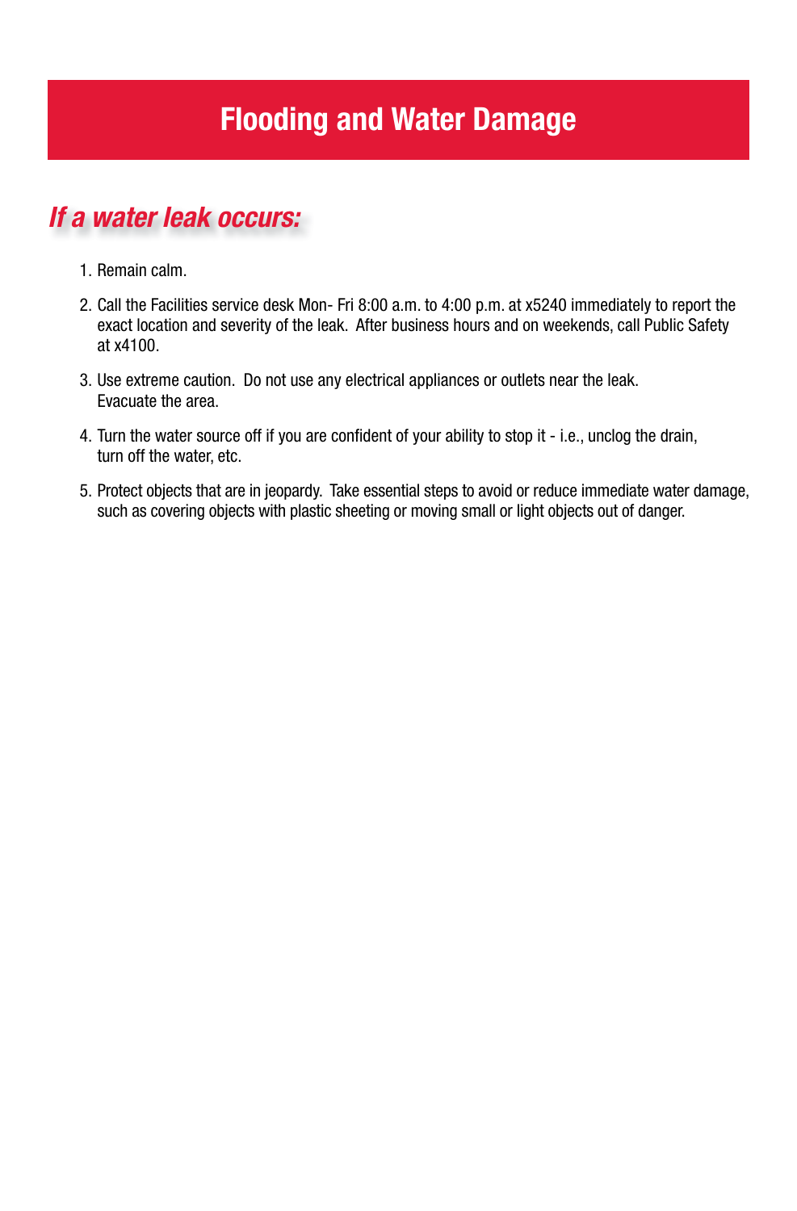# Flooding and Water Damage

## *If a water leak occurs:*

1. Remain calm.
2. Call the Facilities service desk Mon- Fri 8:00 a.m. to 4:00 p.m. at x5240 immediately to report the exact location and severity of the leak. After business hours and on weekends, call Public Safety at x4100.
3. Use extreme caution. Do not use any electrical appliances or outlets near the leak. Evacuate the area.
4. Turn the water source off if you are confident of your ability to stop it - i.e., unclog the drain, turn off the water, etc.
5. Protect objects that are in jeopardy. Take essential steps to avoid or reduce immediate water damage, such as covering objects with plastic sheeting or moving small or light objects out of danger.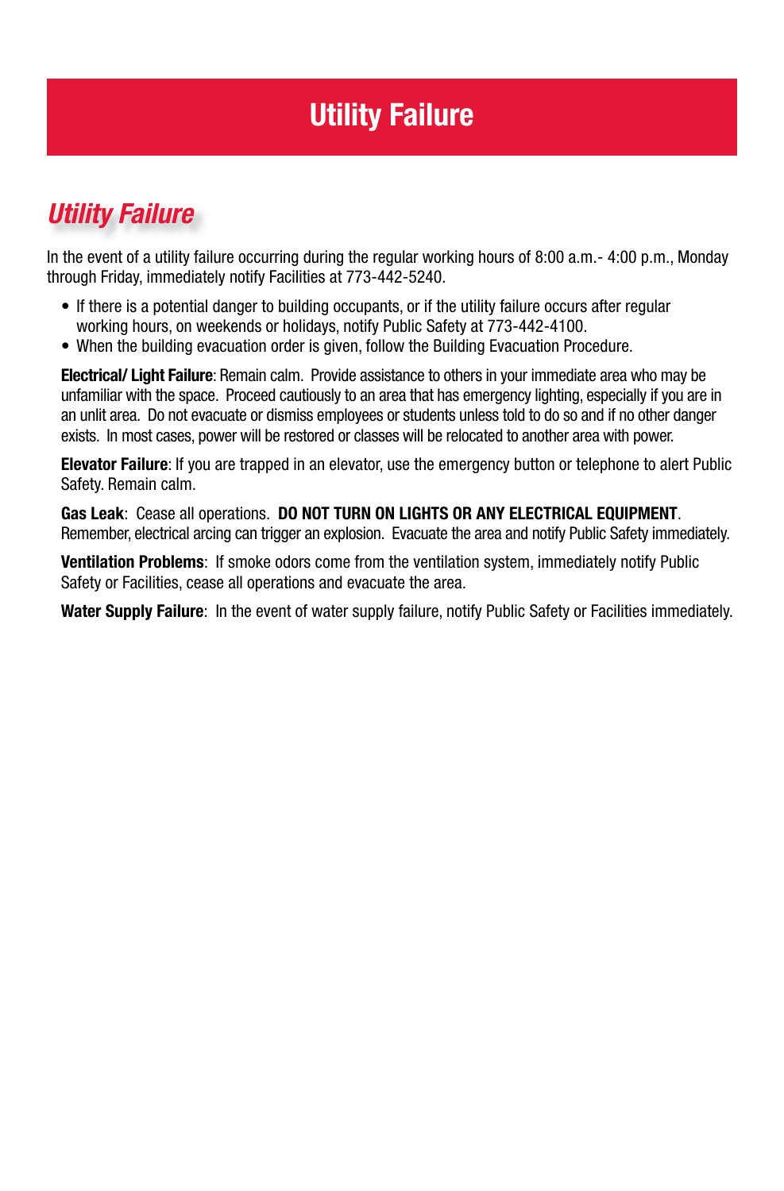# Utility Failure

## *Utility Failure*

In the event of a utility failure occurring during the regular working hours of 8:00 a.m.- 4:00 p.m., Monday through Friday, immediately notify Facilities at 773-442-5240.

- If there is a potential danger to building occupants, or if the utility failure occurs after regular working hours, on weekends or holidays, notify Public Safety at 773-442-4100.
- When the building evacuation order is given, follow the Building Evacuation Procedure.

**Electrical/ Light Failure**: Remain calm. Provide assistance to others in your immediate area who may be unfamiliar with the space. Proceed cautiously to an area that has emergency lighting, especially if you are in an unlit area. Do not evacuate or dismiss employees or students unless told to do so and if no other danger exists. In most cases, power will be restored or classes will be relocated to another area with power.

**Elevator Failure**: If you are trapped in an elevator, use the emergency button or telephone to alert Public Safety. Remain calm.

**Gas Leak**: Cease all operations. **DO NOT TURN ON LIGHTS OR ANY ELECTRICAL EQUIPMENT**. Remember, electrical arcing can trigger an explosion. Evacuate the area and notify Public Safety immediately.

**Ventilation Problems**: If smoke odors come from the ventilation system, immediately notify Public Safety or Facilities, cease all operations and evacuate the area.

**Water Supply Failure**: In the event of water supply failure, notify Public Safety or Facilities immediately.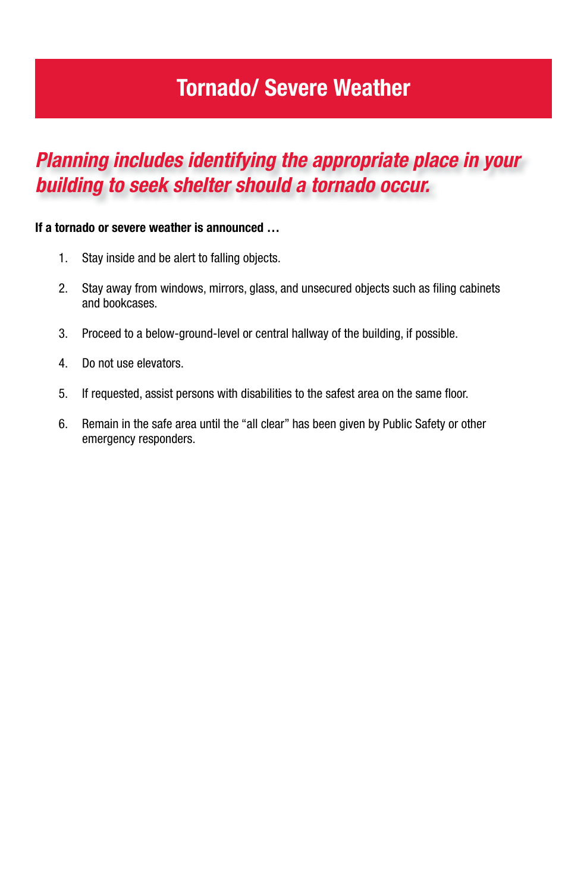# Tornado/ Severe Weather

## *Planning includes identifying the appropriate place in your building to seek shelter should a tornado occur.*

**If a tornado or severe weather is announced …**

1. Stay inside and be alert to falling objects.
2. Stay away from windows, mirrors, glass, and unsecured objects such as filing cabinets and bookcases.
3. Proceed to a below-ground-level or central hallway of the building, if possible.
4. Do not use elevators.
5. If requested, assist persons with disabilities to the safest area on the same floor.
6. Remain in the safe area until the “all clear” has been given by Public Safety or other emergency responders.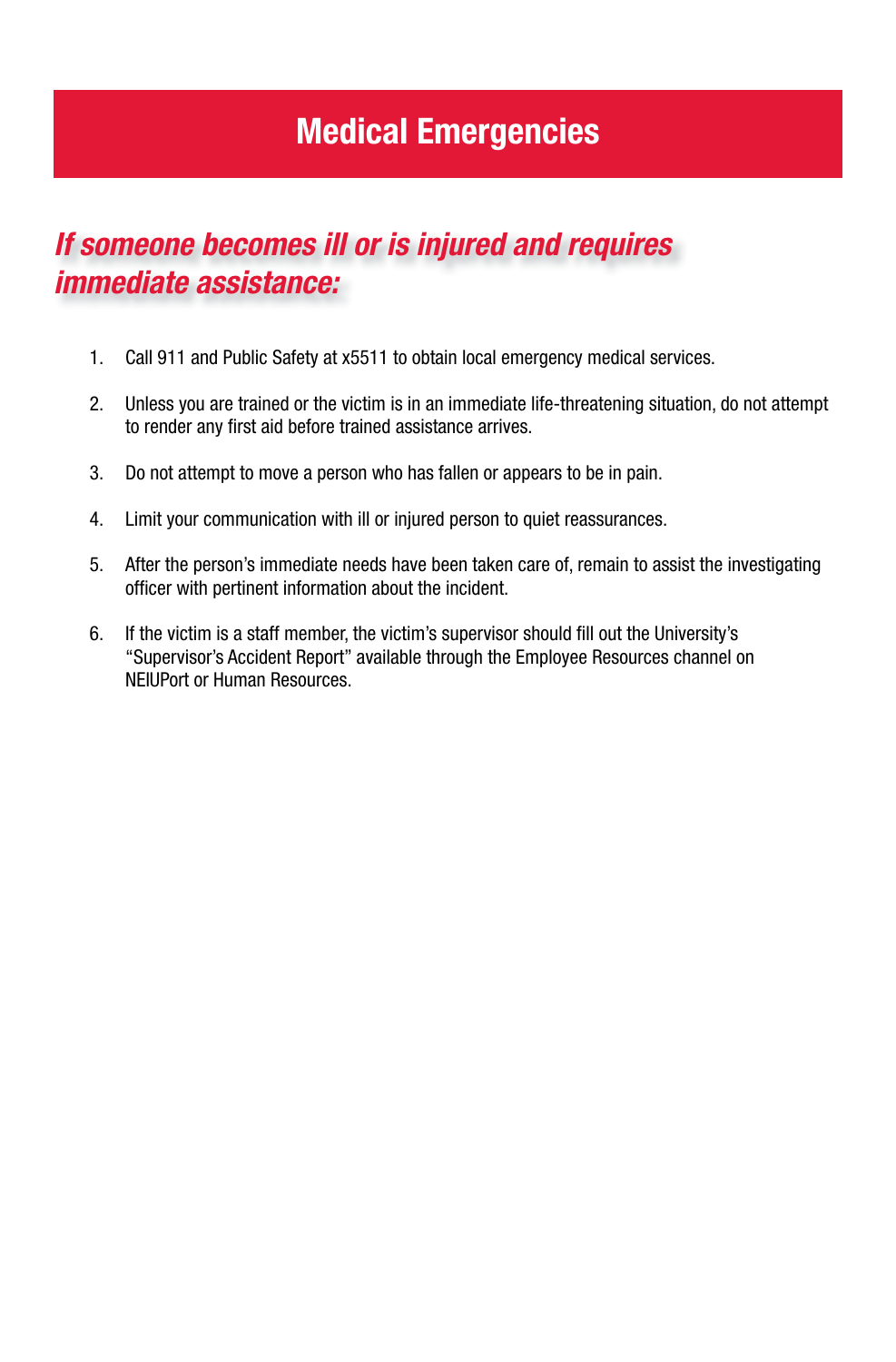# Medical Emergencies

## *If someone becomes ill or is injured and requires immediate assistance:*

1. Call 911 and Public Safety at x5511 to obtain local emergency medical services.

2. Unless you are trained or the victim is in an immediate life-threatening situation, do not attempt to render any first aid before trained assistance arrives.

3. Do not attempt to move a person who has fallen or appears to be in pain.

4. Limit your communication with ill or injured person to quiet reassurances.

5. After the person's immediate needs have been taken care of, remain to assist the investigating officer with pertinent information about the incident.

6. If the victim is a staff member, the victim's supervisor should fill out the University's "Supervisor's Accident Report" available through the Employee Resources channel on NEIUPort or Human Resources.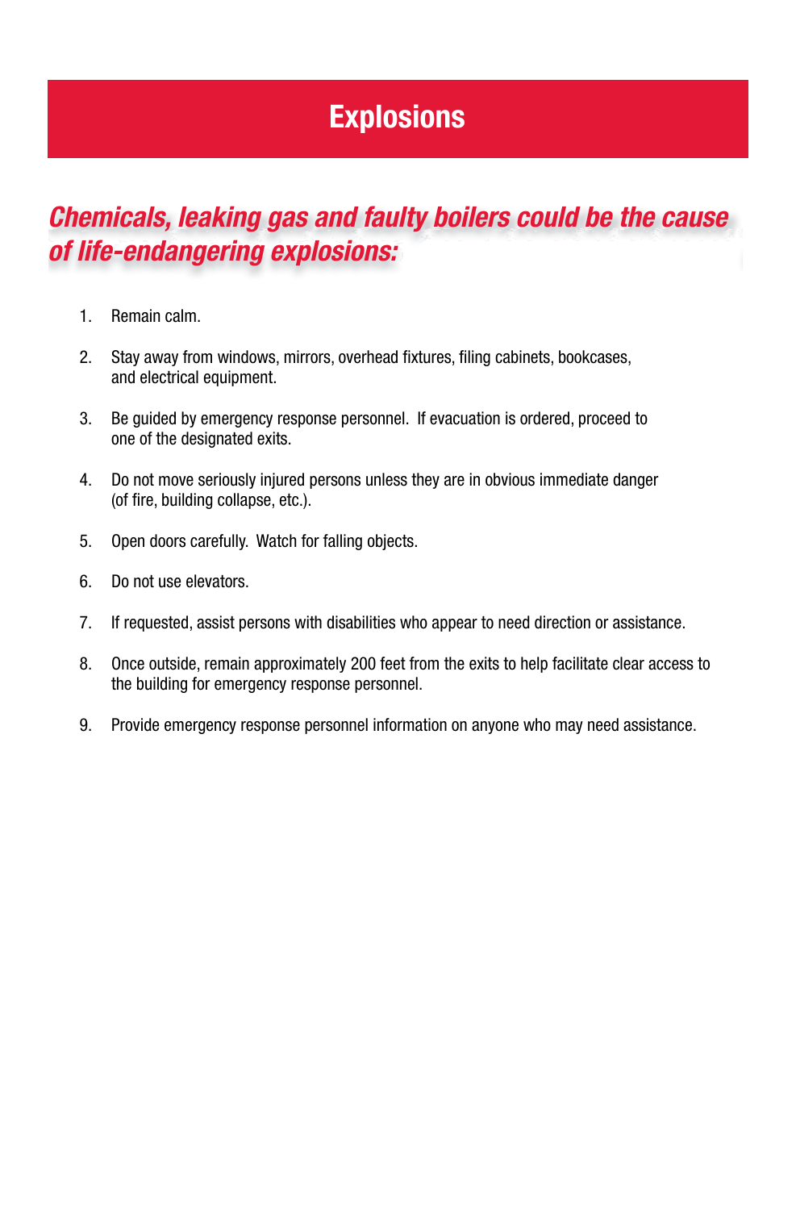# Explosions

## *Chemicals, leaking gas and faulty boilers could be the cause of life-endangering explosions:*

1. Remain calm.
2. Stay away from windows, mirrors, overhead fixtures, filing cabinets, bookcases, and electrical equipment.
3. Be guided by emergency response personnel. If evacuation is ordered, proceed to one of the designated exits.
4. Do not move seriously injured persons unless they are in obvious immediate danger (of fire, building collapse, etc.).
5. Open doors carefully. Watch for falling objects.
6. Do not use elevators.
7. If requested, assist persons with disabilities who appear to need direction or assistance.
8. Once outside, remain approximately 200 feet from the exits to help facilitate clear access to the building for emergency response personnel.
9. Provide emergency response personnel information on anyone who may need assistance.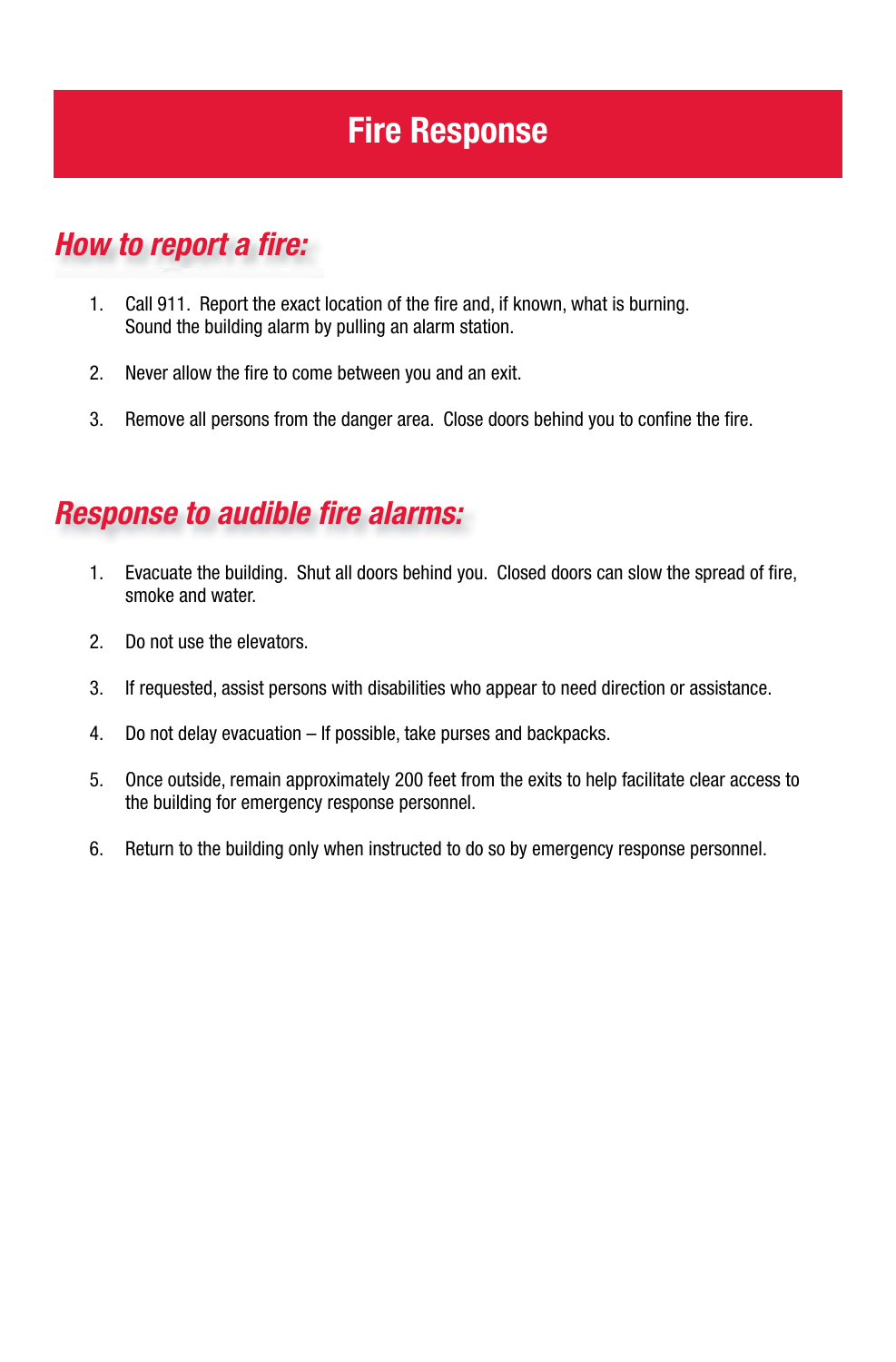# Fire Response

## *How to report a fire:*

1. Call 911. Report the exact location of the fire and, if known, what is burning. Sound the building alarm by pulling an alarm station.

2. Never allow the fire to come between you and an exit.

3. Remove all persons from the danger area. Close doors behind you to confine the fire.

## *Response to audible fire alarms:*

1. Evacuate the building. Shut all doors behind you. Closed doors can slow the spread of fire, smoke and water.

2. Do not use the elevators.

3. If requested, assist persons with disabilities who appear to need direction or assistance.

4. Do not delay evacuation – If possible, take purses and backpacks.

5. Once outside, remain approximately 200 feet from the exits to help facilitate clear access to the building for emergency response personnel.

6. Return to the building only when instructed to do so by emergency response personnel.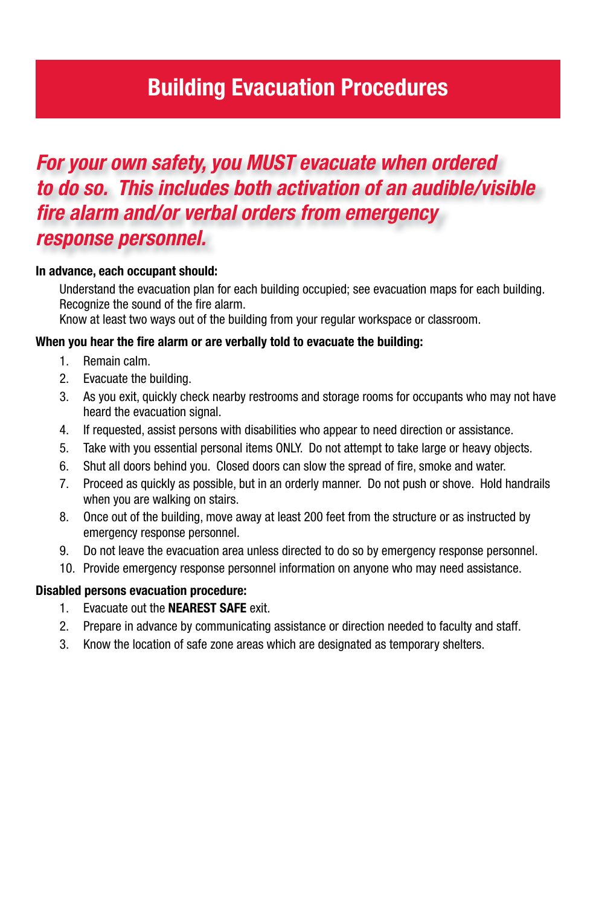# Building Evacuation Procedures

***For your own safety, you MUST evacuate when ordered to do so. This includes both activation of an audible/visible fire alarm and/or verbal orders from emergency response personnel.***

**In advance, each occupant should:**

Understand the evacuation plan for each building occupied; see evacuation maps for each building.
Recognize the sound of the fire alarm.
Know at least two ways out of the building from your regular workspace or classroom.

**When you hear the fire alarm or are verbally told to evacuate the building:**

1. Remain calm.
2. Evacuate the building.
3. As you exit, quickly check nearby restrooms and storage rooms for occupants who may not have heard the evacuation signal.
4. If requested, assist persons with disabilities who appear to need direction or assistance.
5. Take with you essential personal items ONLY. Do not attempt to take large or heavy objects.
6. Shut all doors behind you. Closed doors can slow the spread of fire, smoke and water.
7. Proceed as quickly as possible, but in an orderly manner. Do not push or shove. Hold handrails when you are walking on stairs.
8. Once out of the building, move away at least 200 feet from the structure or as instructed by emergency response personnel.
9. Do not leave the evacuation area unless directed to do so by emergency response personnel.
10. Provide emergency response personnel information on anyone who may need assistance.

**Disabled persons evacuation procedure:**

1. Evacuate out the **NEAREST SAFE** exit.
2. Prepare in advance by communicating assistance or direction needed to faculty and staff.
3. Know the location of safe zone areas which are designated as temporary shelters.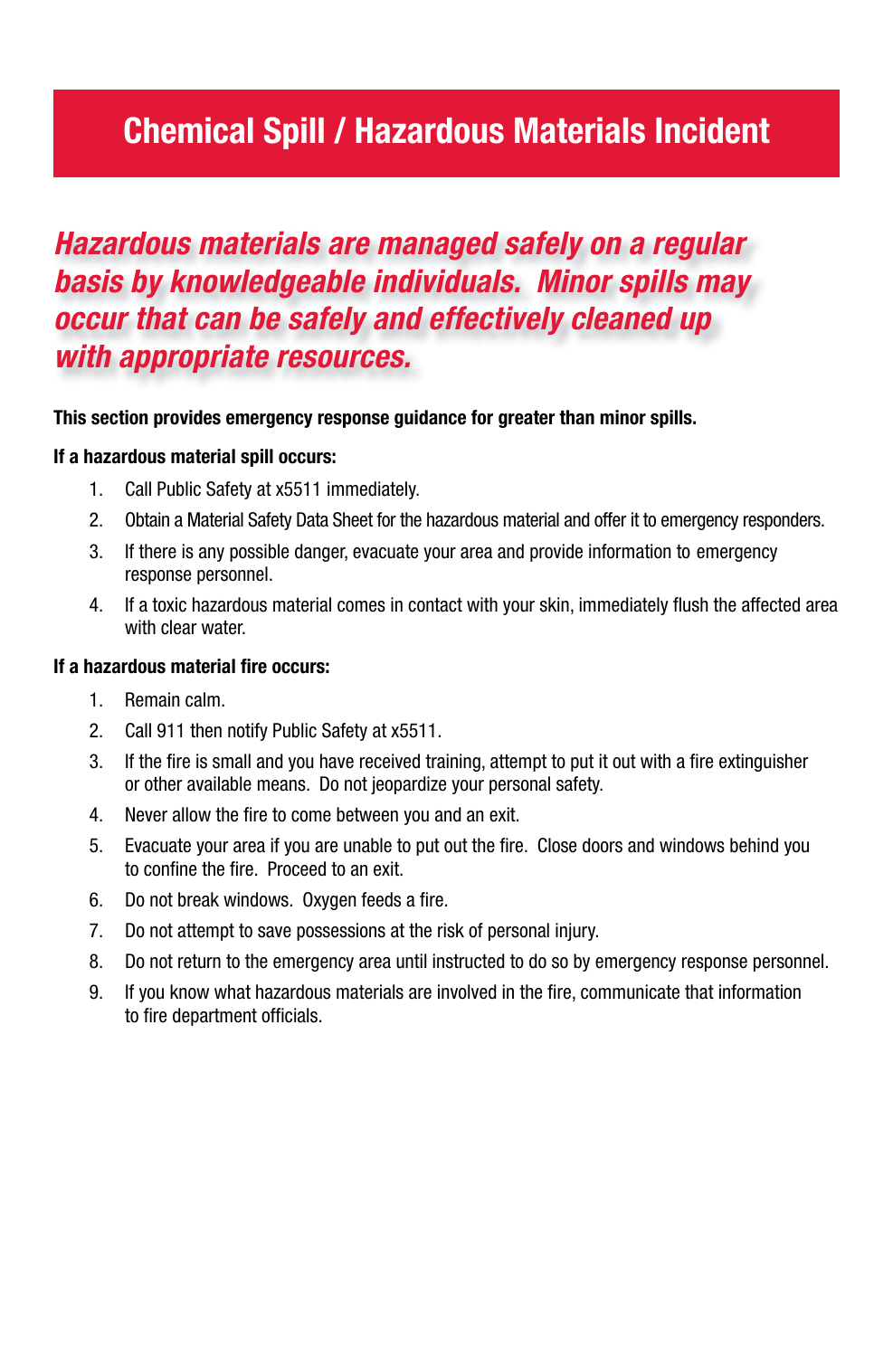# Chemical Spill / Hazardous Materials Incident

***Hazardous materials are managed safely on a regular basis by knowledgeable individuals. Minor spills may occur that can be safely and effectively cleaned up with appropriate resources.***

**This section provides emergency response guidance for greater than minor spills.**

**If a hazardous material spill occurs:**

1. Call Public Safety at x5511 immediately.
2. Obtain a Material Safety Data Sheet for the hazardous material and offer it to emergency responders.
3. If there is any possible danger, evacuate your area and provide information to emergency response personnel.
4. If a toxic hazardous material comes in contact with your skin, immediately flush the affected area with clear water.

**If a hazardous material fire occurs:**

1. Remain calm.
2. Call 911 then notify Public Safety at x5511.
3. If the fire is small and you have received training, attempt to put it out with a fire extinguisher or other available means. Do not jeopardize your personal safety.
4. Never allow the fire to come between you and an exit.
5. Evacuate your area if you are unable to put out the fire. Close doors and windows behind you to confine the fire. Proceed to an exit.
6. Do not break windows. Oxygen feeds a fire.
7. Do not attempt to save possessions at the risk of personal injury.
8. Do not return to the emergency area until instructed to do so by emergency response personnel.
9. If you know what hazardous materials are involved in the fire, communicate that information to fire department officials.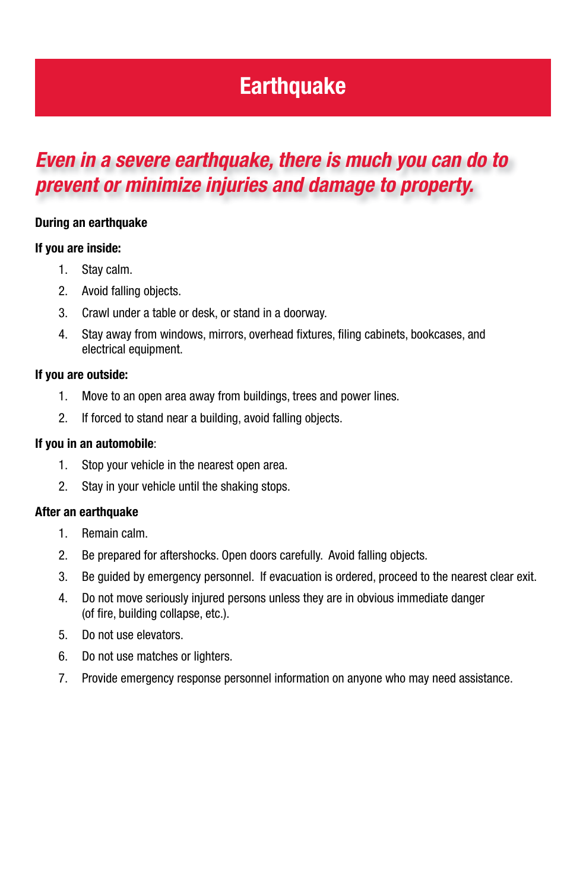# Earthquake

***Even in a severe earthquake, there is much you can do to prevent or minimize injuries and damage to property.***

**During an earthquake**

**If you are inside:**

1. Stay calm.
2. Avoid falling objects.
3. Crawl under a table or desk, or stand in a doorway.
4. Stay away from windows, mirrors, overhead fixtures, filing cabinets, bookcases, and electrical equipment.

**If you are outside:**

1. Move to an open area away from buildings, trees and power lines.
2. If forced to stand near a building, avoid falling objects.

**If you in an automobile**:

1. Stop your vehicle in the nearest open area.
2. Stay in your vehicle until the shaking stops.

**After an earthquake**

1. Remain calm.
2. Be prepared for aftershocks. Open doors carefully. Avoid falling objects.
3. Be guided by emergency personnel. If evacuation is ordered, proceed to the nearest clear exit.
4. Do not move seriously injured persons unless they are in obvious immediate danger (of fire, building collapse, etc.).
5. Do not use elevators.
6. Do not use matches or lighters.
7. Provide emergency response personnel information on anyone who may need assistance.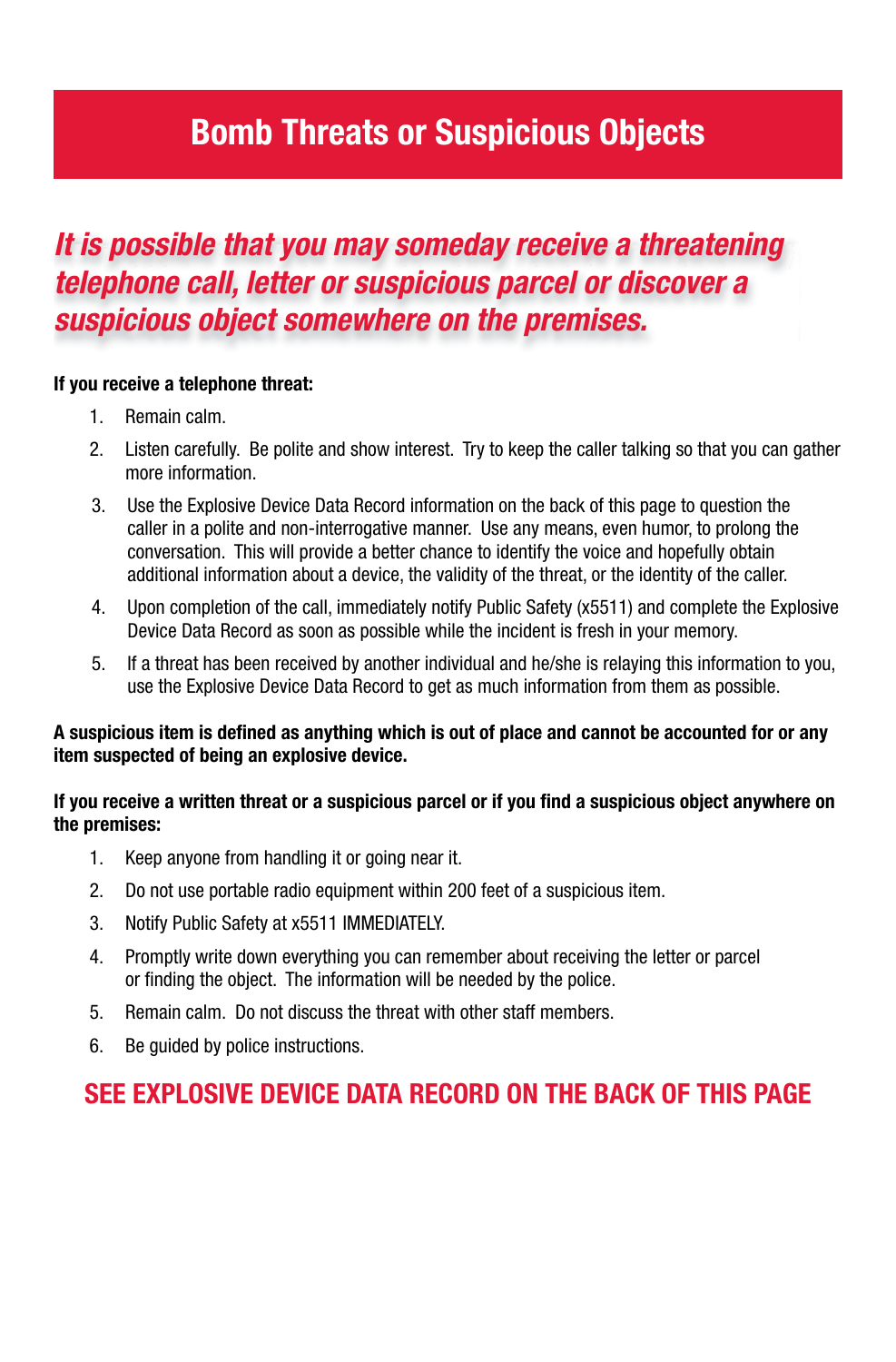# Bomb Threats or Suspicious Objects

## *It is possible that you may someday receive a threatening telephone call, letter or suspicious parcel or discover a suspicious object somewhere on the premises.*

**If you receive a telephone threat:**

1. Remain calm.
2. Listen carefully. Be polite and show interest. Try to keep the caller talking so that you can gather more information.
3. Use the Explosive Device Data Record information on the back of this page to question the caller in a polite and non-interrogative manner. Use any means, even humor, to prolong the conversation. This will provide a better chance to identify the voice and hopefully obtain additional information about a device, the validity of the threat, or the identity of the caller.
4. Upon completion of the call, immediately notify Public Safety (x5511) and complete the Explosive Device Data Record as soon as possible while the incident is fresh in your memory.
5. If a threat has been received by another individual and he/she is relaying this information to you, use the Explosive Device Data Record to get as much information from them as possible.

**A suspicious item is defined as anything which is out of place and cannot be accounted for or any item suspected of being an explosive device.**

**If you receive a written threat or a suspicious parcel or if you find a suspicious object anywhere on the premises:**

1. Keep anyone from handling it or going near it.
2. Do not use portable radio equipment within 200 feet of a suspicious item.
3. Notify Public Safety at x5511 IMMEDIATELY.
4. Promptly write down everything you can remember about receiving the letter or parcel or finding the object. The information will be needed by the police.
5. Remain calm. Do not discuss the threat with other staff members.
6. Be guided by police instructions.

**SEE EXPLOSIVE DEVICE DATA RECORD ON THE BACK OF THIS PAGE**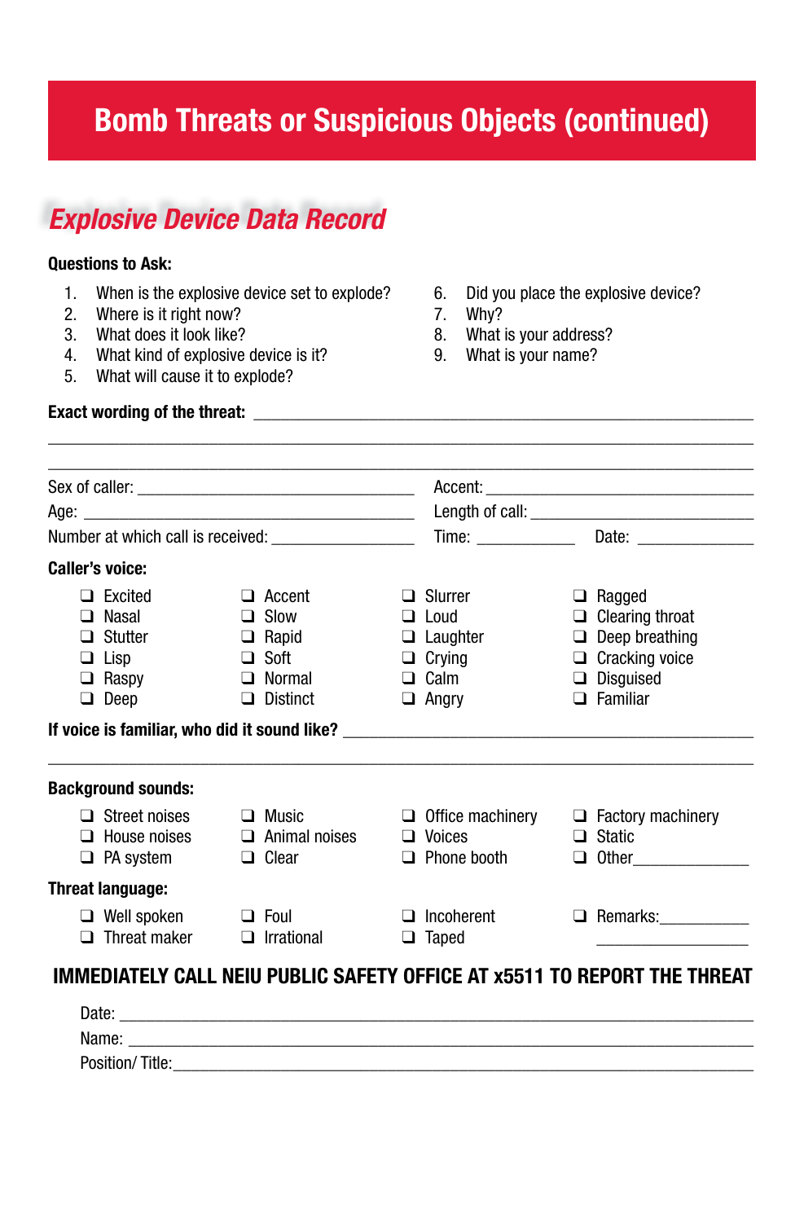# Bomb Threats or Suspicious Objects (continued)

## *Explosive Device Data Record*

**Questions to Ask:**

1. When is the explosive device set to explode?
2. Where is it right now?
3. What does it look like?
4. What kind of explosive device is it?
5. What will cause it to explode?
6. Did you place the explosive device?
7. Why?
8. What is your address?
9. What is your name?

**Exact wording of the threat:** ____________________________________________

______________________________________________________________________

______________________________________________________________________

Sex of caller: ______________________________ Accent: ____________________________

Age: ____________________________________ Length of call: ________________________

Number at which call is received: _______________ Time: __________ Date: ____________

**Caller's voice:**

- ❑ Excited
- ❑ Nasal
- ❑ Stutter
- ❑ Lisp
- ❑ Raspy
- ❑ Deep
- ❑ Accent
- ❑ Slow
- ❑ Rapid
- ❑ Soft
- ❑ Normal
- ❑ Distinct
- ❑ Slurrer
- ❑ Loud
- ❑ Laughter
- ❑ Crying
- ❑ Calm
- ❑ Angry
- ❑ Ragged
- ❑ Clearing throat
- ❑ Deep breathing
- ❑ Cracking voice
- ❑ Disguised
- ❑ Familiar

**If voice is familiar, who did it sound like?** ________________________________

______________________________________________________________________

**Background sounds:**

- ❑ Street noises
- ❑ House noises
- ❑ PA system
- ❑ Music
- ❑ Animal noises
- ❑ Clear
- ❑ Office machinery
- ❑ Voices
- ❑ Phone booth
- ❑ Factory machinery
- ❑ Static
- ❑ Other____________

**Threat language:**

- ❑ Well spoken
- ❑ Threat maker
- ❑ Foul
- ❑ Irrational
- ❑ Incoherent
- ❑ Taped
- ❑ Remarks:__________ __________________

**IMMEDIATELY CALL NEIU PUBLIC SAFETY OFFICE AT x5511 TO REPORT THE THREAT**

Date: ______________________________________________________________

Name: _____________________________________________________________

Position/ Title:_______________________________________________________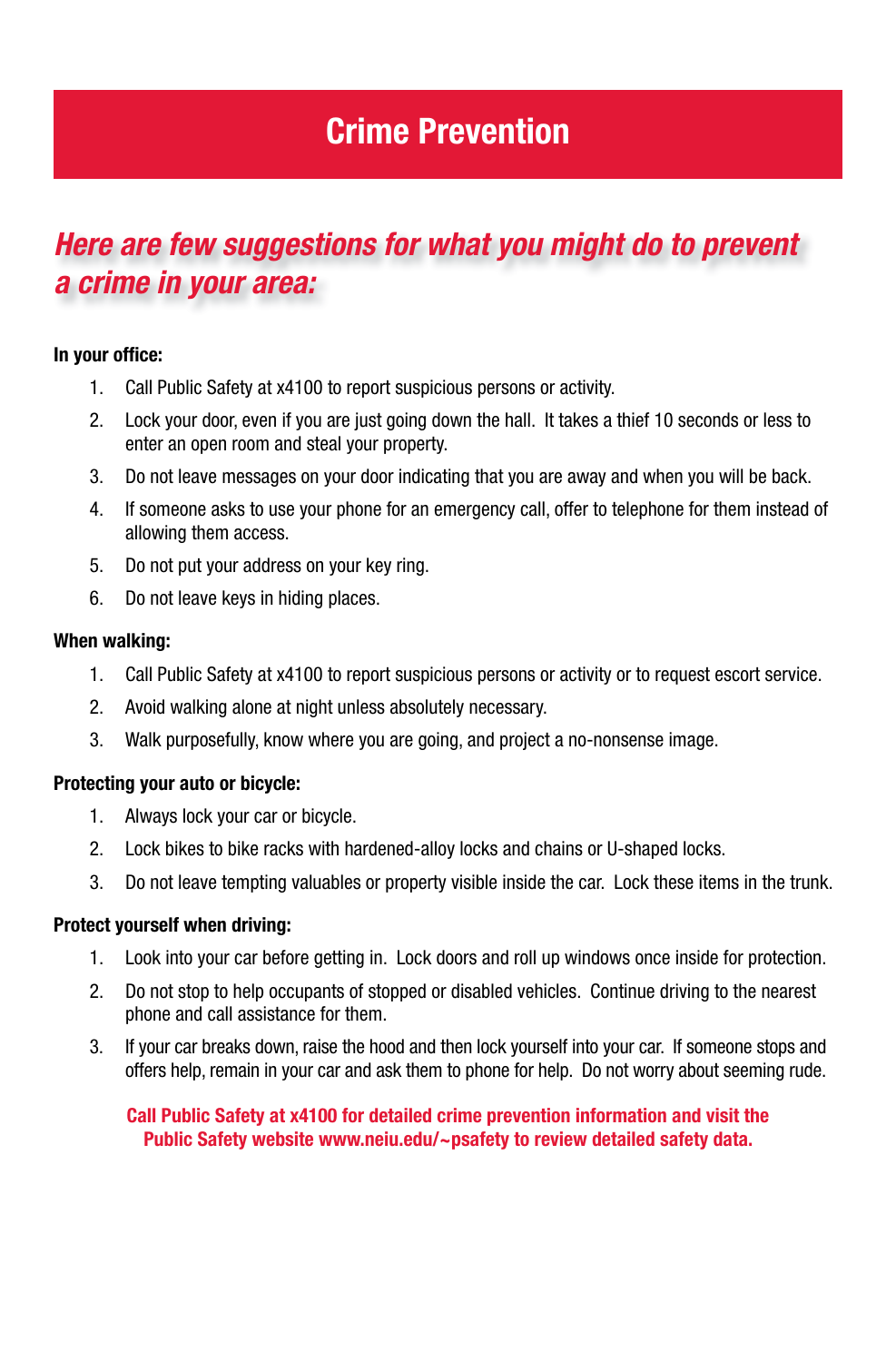# Crime Prevention

## *Here are few suggestions for what you might do to prevent a crime in your area:*

**In your office:**

1. Call Public Safety at x4100 to report suspicious persons or activity.
2. Lock your door, even if you are just going down the hall. It takes a thief 10 seconds or less to enter an open room and steal your property.
3. Do not leave messages on your door indicating that you are away and when you will be back.
4. If someone asks to use your phone for an emergency call, offer to telephone for them instead of allowing them access.
5. Do not put your address on your key ring.
6. Do not leave keys in hiding places.

**When walking:**

1. Call Public Safety at x4100 to report suspicious persons or activity or to request escort service.
2. Avoid walking alone at night unless absolutely necessary.
3. Walk purposefully, know where you are going, and project a no-nonsense image.

**Protecting your auto or bicycle:**

1. Always lock your car or bicycle.
2. Lock bikes to bike racks with hardened-alloy locks and chains or U-shaped locks.
3. Do not leave tempting valuables or property visible inside the car. Lock these items in the trunk.

**Protect yourself when driving:**

1. Look into your car before getting in. Lock doors and roll up windows once inside for protection.
2. Do not stop to help occupants of stopped or disabled vehicles. Continue driving to the nearest phone and call assistance for them.
3. If your car breaks down, raise the hood and then lock yourself into your car. If someone stops and offers help, remain in your car and ask them to phone for help. Do not worry about seeming rude.

**Call Public Safety at x4100 for detailed crime prevention information and visit the Public Safety website www.neiu.edu/~psafety to review detailed safety data.**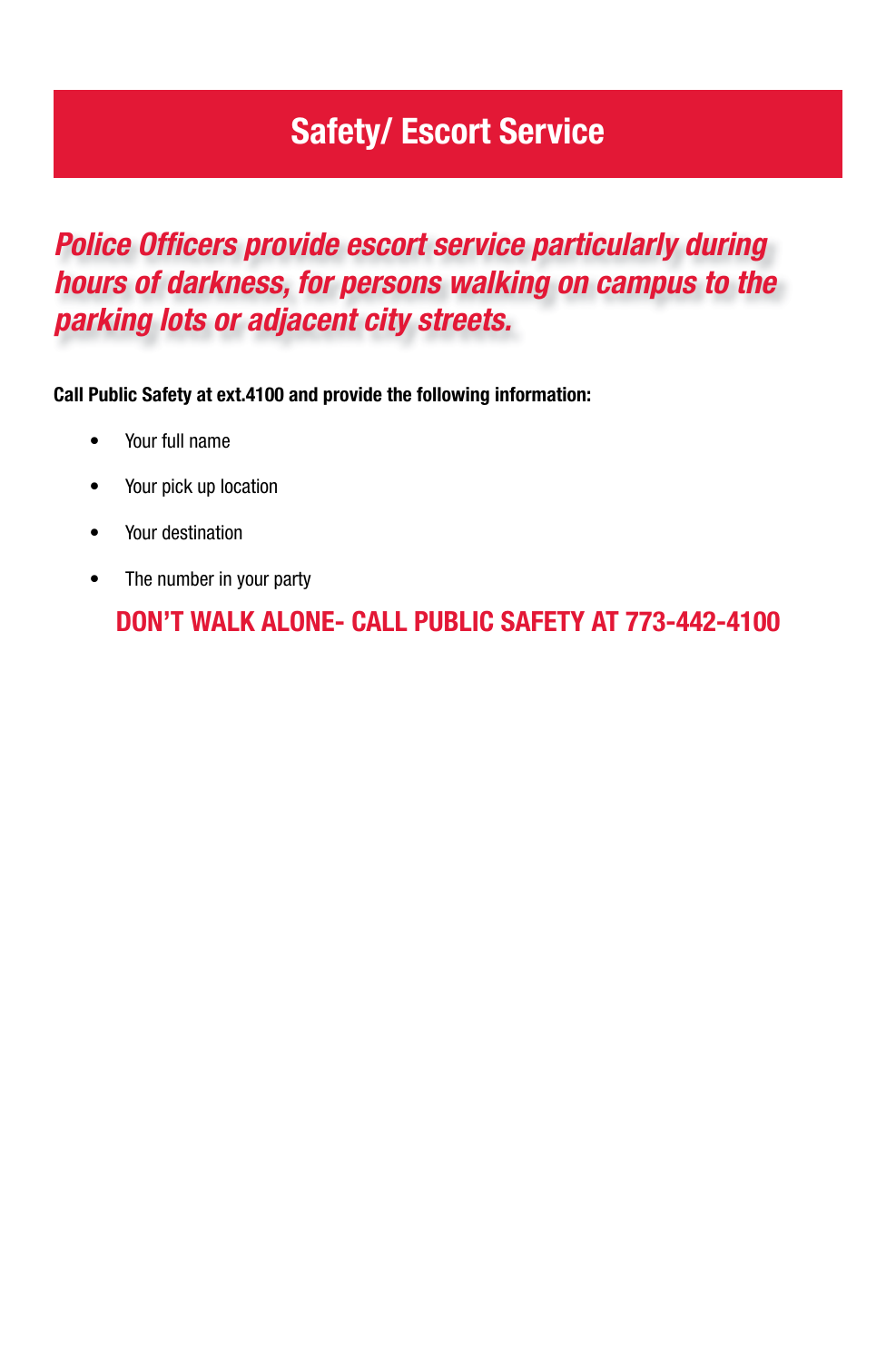# Safety/ Escort Service

***Police Officers provide escort service particularly during hours of darkness, for persons walking on campus to the parking lots or adjacent city streets.***

**Call Public Safety at ext.4100 and provide the following information:**

- Your full name
- Your pick up location
- Your destination
- The number in your party

**DON'T WALK ALONE- CALL PUBLIC SAFETY AT 773-442-4100**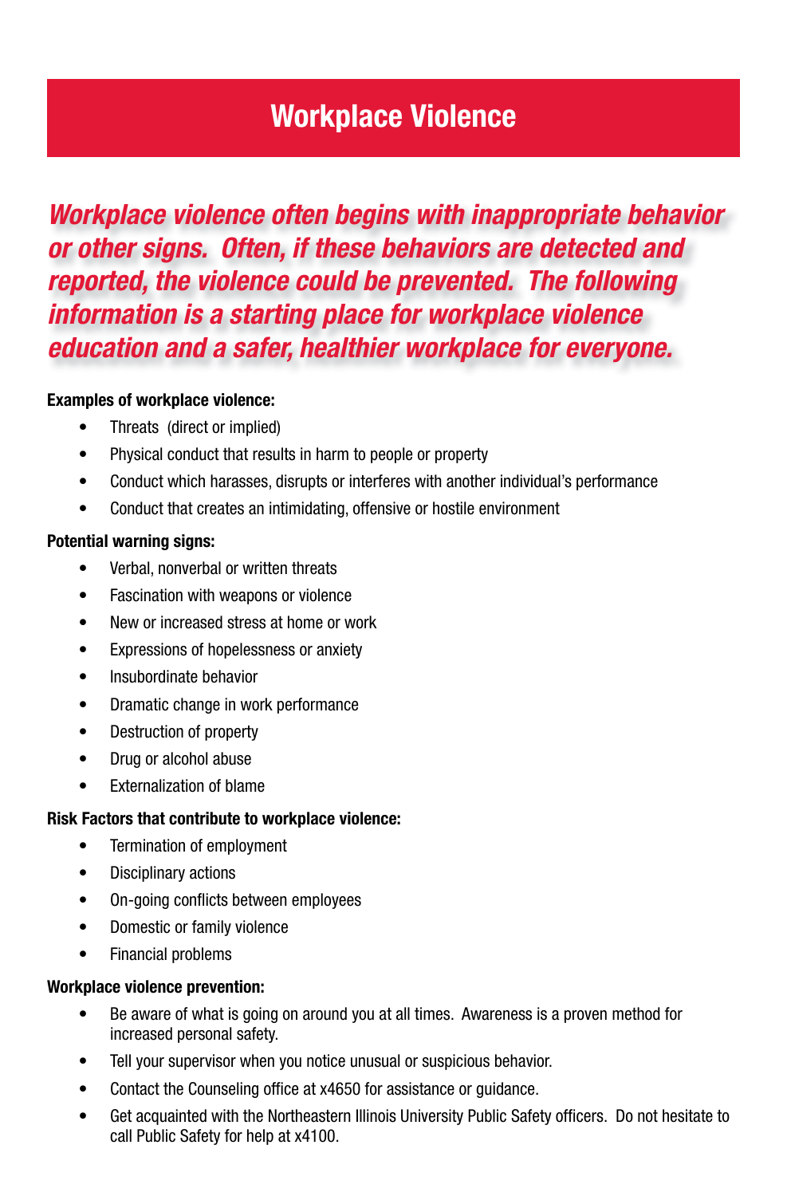# Workplace Violence

***Workplace violence often begins with inappropriate behavior or other signs. Often, if these behaviors are detected and reported, the violence could be prevented. The following information is a starting place for workplace violence education and a safer, healthier workplace for everyone.***

**Examples of workplace violence:**

- Threats (direct or implied)
- Physical conduct that results in harm to people or property
- Conduct which harasses, disrupts or interferes with another individual's performance
- Conduct that creates an intimidating, offensive or hostile environment

**Potential warning signs:**

- Verbal, nonverbal or written threats
- Fascination with weapons or violence
- New or increased stress at home or work
- Expressions of hopelessness or anxiety
- Insubordinate behavior
- Dramatic change in work performance
- Destruction of property
- Drug or alcohol abuse
- Externalization of blame

**Risk Factors that contribute to workplace violence:**

- Termination of employment
- Disciplinary actions
- On-going conflicts between employees
- Domestic or family violence
- Financial problems

**Workplace violence prevention:**

- Be aware of what is going on around you at all times. Awareness is a proven method for increased personal safety.
- Tell your supervisor when you notice unusual or suspicious behavior.
- Contact the Counseling office at x4650 for assistance or guidance.
- Get acquainted with the Northeastern Illinois University Public Safety officers. Do not hesitate to call Public Safety for help at x4100.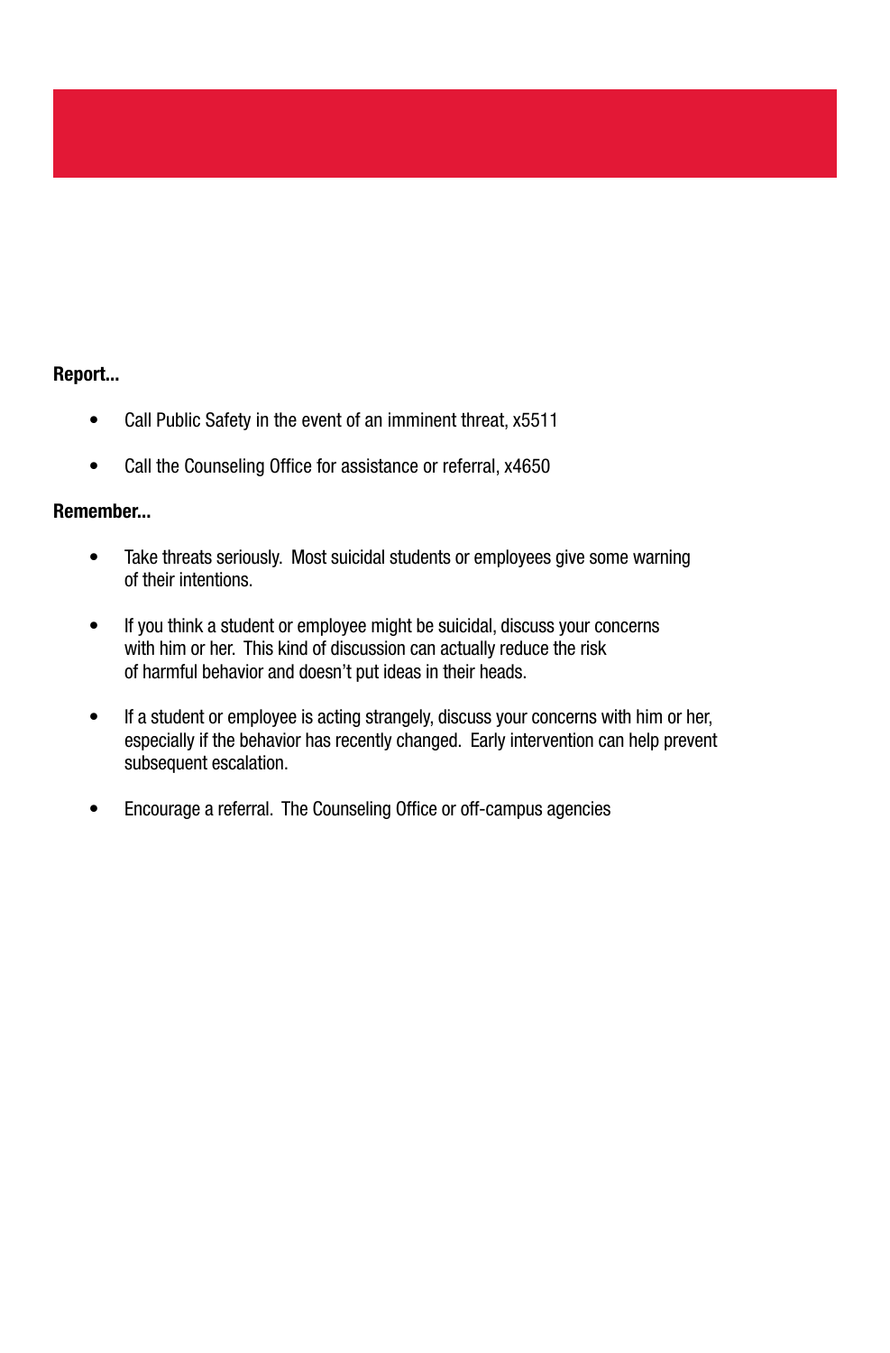**Report...**

- Call Public Safety in the event of an imminent threat, x5511
- Call the Counseling Office for assistance or referral, x4650

**Remember...**

- Take threats seriously. Most suicidal students or employees give some warning of their intentions.
- If you think a student or employee might be suicidal, discuss your concerns with him or her. This kind of discussion can actually reduce the risk of harmful behavior and doesn't put ideas in their heads.
- If a student or employee is acting strangely, discuss your concerns with him or her, especially if the behavior has recently changed. Early intervention can help prevent subsequent escalation.
- Encourage a referral. The Counseling Office or off-campus agencies